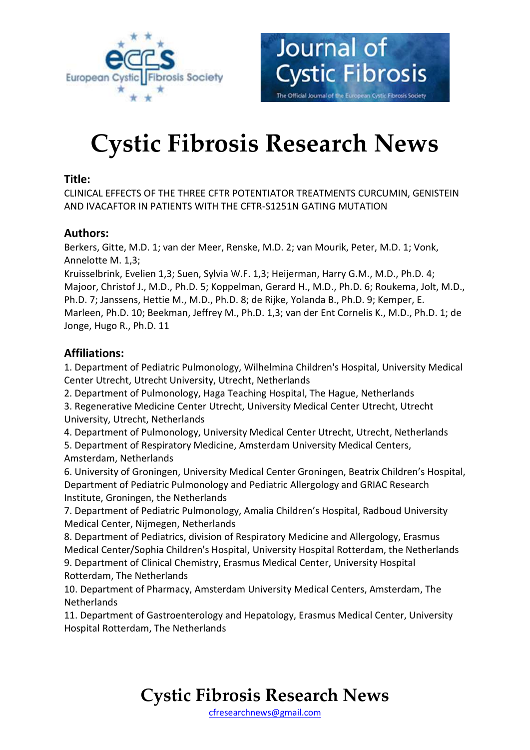# Cystic Fibrosis Research News

## Title:

CLINICAL EFFECTS OF THE THREE CFTR POTENTIATOR TREATMENTS CURCUMIN, GENISTEIN AND IVACAFTOR IN PATIENTS WITH THE CFTR-S1251N GATING MUTATION

## Authors:

Berkers, Gitte, M.D. 1; van der Meer, Renske, M.D. 2; van Mourik, Peter, M.D. 1; Vonk, Annelotte M. 1,3;
Kruisselbrink, Evelien 1,3; Suen, Sylvia W.F. 1,3; Heijerman, Harry G.M., M.D., Ph.D. 4; Majoor, Christof J., M.D., Ph.D. 5; Koppelman, Gerard H., M.D., Ph.D. 6; Roukema, Jolt, M.D., Ph.D. 7; Janssens, Hettie M., M.D., Ph.D. 8; de Rijke, Yolanda B., Ph.D. 9; Kemper, E. Marleen, Ph.D. 10; Beekman, Jeffrey M., Ph.D. 1,3; van der Ent Cornelis K., M.D., Ph.D. 1; de Jonge, Hugo R., Ph.D. 11

## Affiliations:

1. Department of Pediatric Pulmonology, Wilhelmina Children's Hospital, University Medical Center Utrecht, Utrecht University, Utrecht, Netherlands
2. Department of Pulmonology, Haga Teaching Hospital, The Hague, Netherlands
3. Regenerative Medicine Center Utrecht, University Medical Center Utrecht, Utrecht University, Utrecht, Netherlands
4. Department of Pulmonology, University Medical Center Utrecht, Utrecht, Netherlands
5. Department of Respiratory Medicine, Amsterdam University Medical Centers, Amsterdam, Netherlands
6. University of Groningen, University Medical Center Groningen, Beatrix Children's Hospital, Department of Pediatric Pulmonology and Pediatric Allergology and GRIAC Research Institute, Groningen, the Netherlands
7. Department of Pediatric Pulmonology, Amalia Children's Hospital, Radboud University Medical Center, Nijmegen, Netherlands
8. Department of Pediatrics, division of Respiratory Medicine and Allergology, Erasmus Medical Center/Sophia Children's Hospital, University Hospital Rotterdam, the Netherlands
9. Department of Clinical Chemistry, Erasmus Medical Center, University Hospital Rotterdam, The Netherlands
10. Department of Pharmacy, Amsterdam University Medical Centers, Amsterdam, The Netherlands
11. Department of Gastroenterology and Hepatology, Erasmus Medical Center, University Hospital Rotterdam, The Netherlands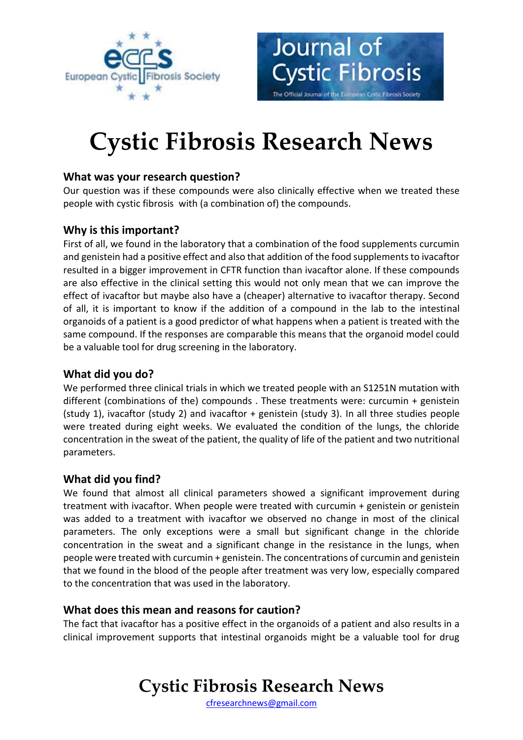# Cystic Fibrosis Research News

### What was your research question?

Our question was if these compounds were also clinically effective when we treated these people with cystic fibrosis with (a combination of) the compounds.

### Why is this important?

First of all, we found in the laboratory that a combination of the food supplements curcumin and genistein had a positive effect and also that addition of the food supplements to ivacaftor resulted in a bigger improvement in CFTR function than ivacaftor alone. If these compounds are also effective in the clinical setting this would not only mean that we can improve the effect of ivacaftor but maybe also have a (cheaper) alternative to ivacaftor therapy. Second of all, it is important to know if the addition of a compound in the lab to the intestinal organoids of a patient is a good predictor of what happens when a patient is treated with the same compound. If the responses are comparable this means that the organoid model could be a valuable tool for drug screening in the laboratory.

### What did you do?

We performed three clinical trials in which we treated people with an S1251N mutation with different (combinations of the) compounds . These treatments were: curcumin + genistein (study 1), ivacaftor (study 2) and ivacaftor + genistein (study 3). In all three studies people were treated during eight weeks. We evaluated the condition of the lungs, the chloride concentration in the sweat of the patient, the quality of life of the patient and two nutritional parameters.

### What did you find?

We found that almost all clinical parameters showed a significant improvement during treatment with ivacaftor. When people were treated with curcumin + genistein or genistein was added to a treatment with ivacaftor we observed no change in most of the clinical parameters. The only exceptions were a small but significant change in the chloride concentration in the sweat and a significant change in the resistance in the lungs, when people were treated with curcumin + genistein. The concentrations of curcumin and genistein that we found in the blood of the people after treatment was very low, especially compared to the concentration that was used in the laboratory.

### What does this mean and reasons for caution?

The fact that ivacaftor has a positive effect in the organoids of a patient and also results in a clinical improvement supports that intestinal organoids might be a valuable tool for drug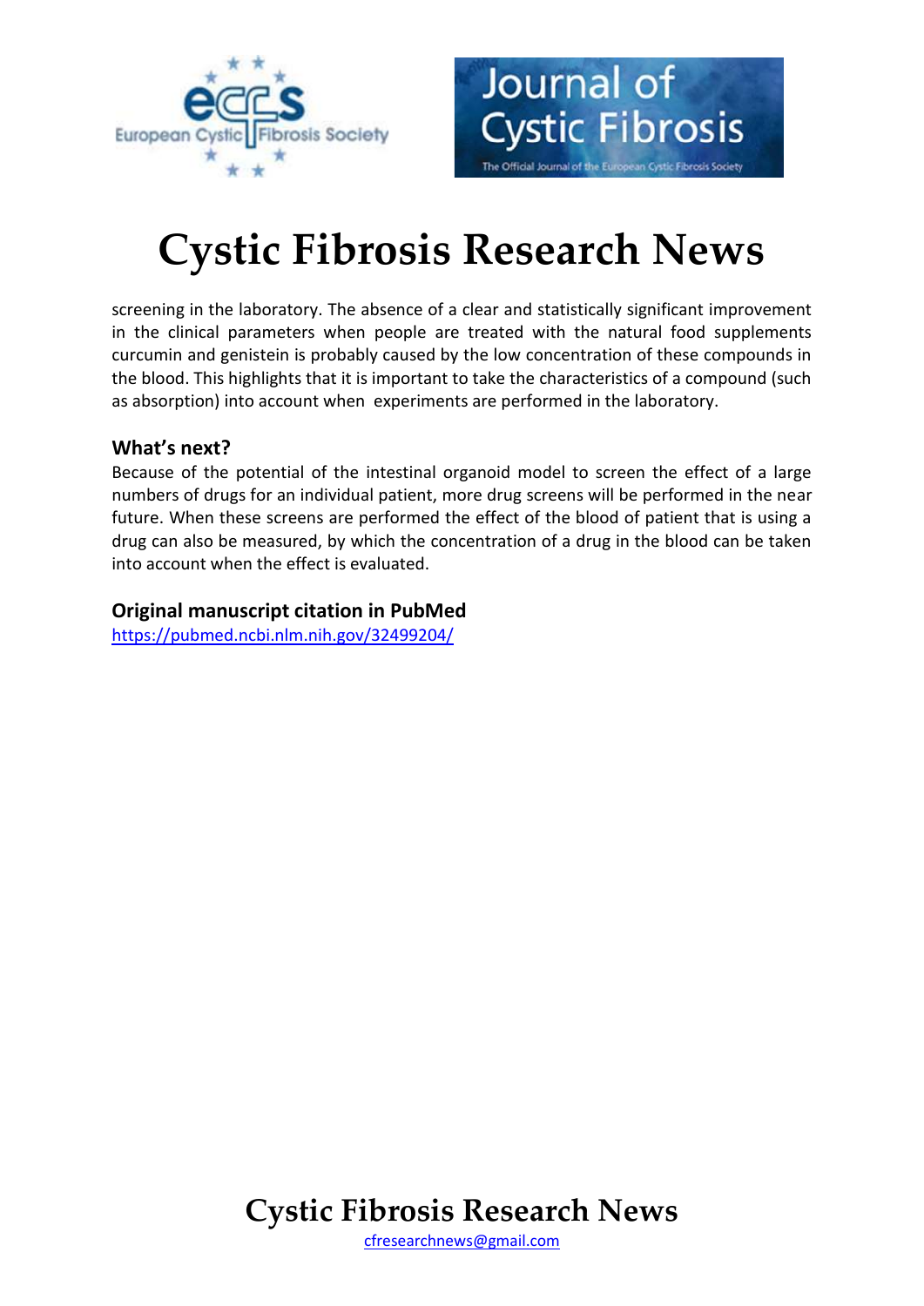screening in the laboratory. The absence of a clear and statistically significant improvement in the clinical parameters when people are treated with the natural food supplements curcumin and genistein is probably caused by the low concentration of these compounds in the blood. This highlights that it is important to take the characteristics of a compound (such as absorption) into account when experiments are performed in the laboratory.

### What's next?

Because of the potential of the intestinal organoid model to screen the effect of a large numbers of drugs for an individual patient, more drug screens will be performed in the near future. When these screens are performed the effect of the blood of patient that is using a drug can also be measured, by which the concentration of a drug in the blood can be taken into account when the effect is evaluated.

### Original manuscript citation in PubMed

https://pubmed.ncbi.nlm.nih.gov/32499204/